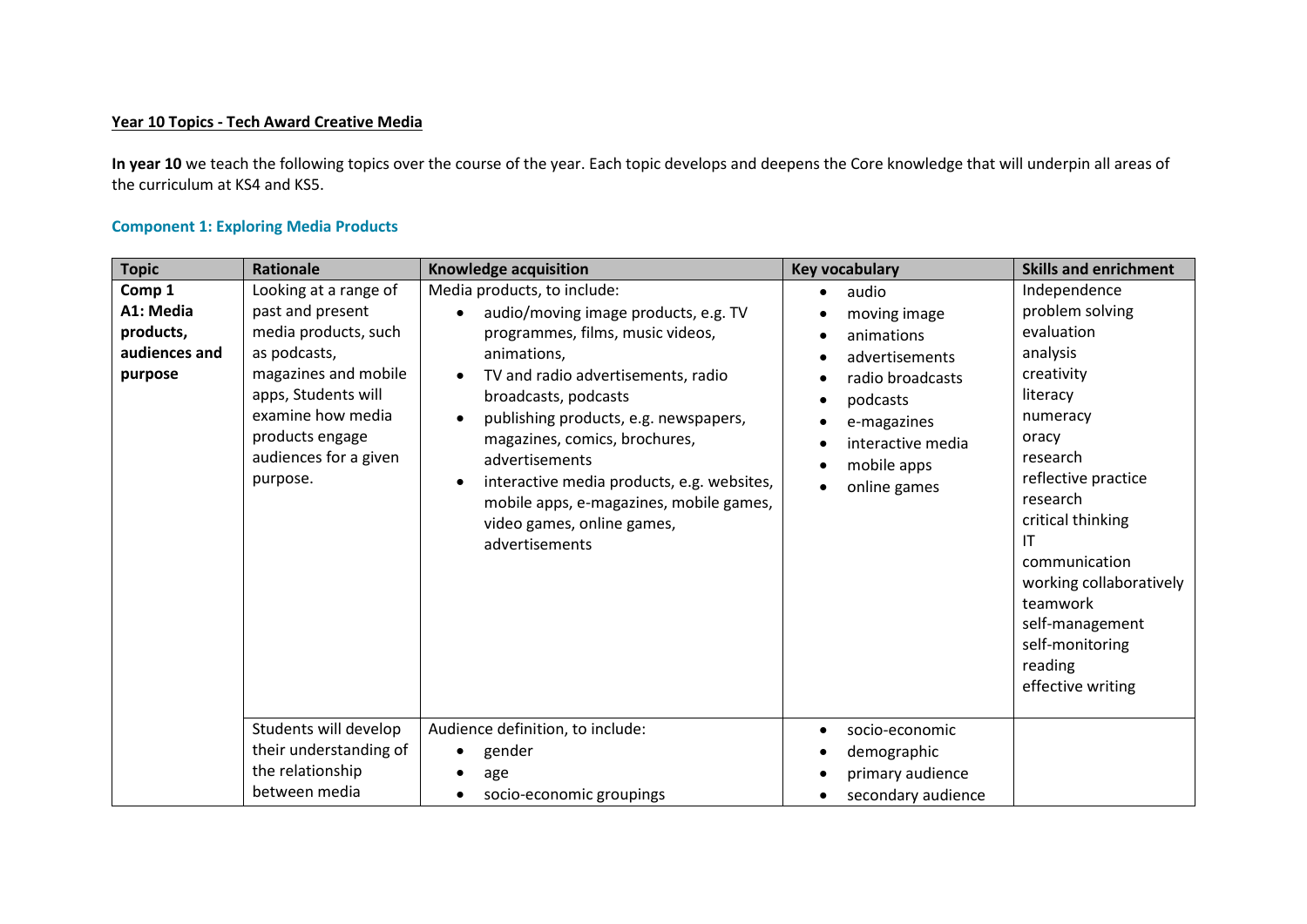**Year 10 Topics - Tech Award Creative Media**

**In year 10** we teach the following topics over the course of the year. Each topic develops and deepens the Core knowledge that will underpin all areas of the curriculum at KS4 and KS5.

### Component 1: Exploring Media Products

| Topic | Rationale | Knowledge acquisition | Key vocabulary | Skills and enrichment |
|---|---|---|---|---|
| **Comp 1 A1: Media products, audiences and purpose** | Looking at a range of past and present media products, such as podcasts, magazines and mobile apps, Students will examine how media products engage audiences for a given purpose. | Media products, to include:<br>• audio/moving image products, e.g. TV programmes, films, music videos, animations,<br>• TV and radio advertisements, radio broadcasts, podcasts<br>• publishing products, e.g. newspapers, magazines, comics, brochures, advertisements<br>• interactive media products, e.g. websites, mobile apps, e-magazines, mobile games, video games, online games, advertisements | • audio<br>• moving image<br>• animations<br>• advertisements<br>• radio broadcasts<br>• podcasts<br>• e-magazines<br>• interactive media<br>• mobile apps<br>• online games | Independence<br>problem solving<br>evaluation<br>analysis<br>creativity<br>literacy<br>numeracy<br>oracy<br>research<br>reflective practice<br>research<br>critical thinking<br>IT<br>communication<br>working collaboratively<br>teamwork<br>self-management<br>self-monitoring<br>reading<br>effective writing |
| | Students will develop their understanding of the relationship between media | Audience definition, to include:<br>• gender<br>• age<br>• socio-economic groupings | • socio-economic<br>• demographic<br>• primary audience<br>• secondary audience | |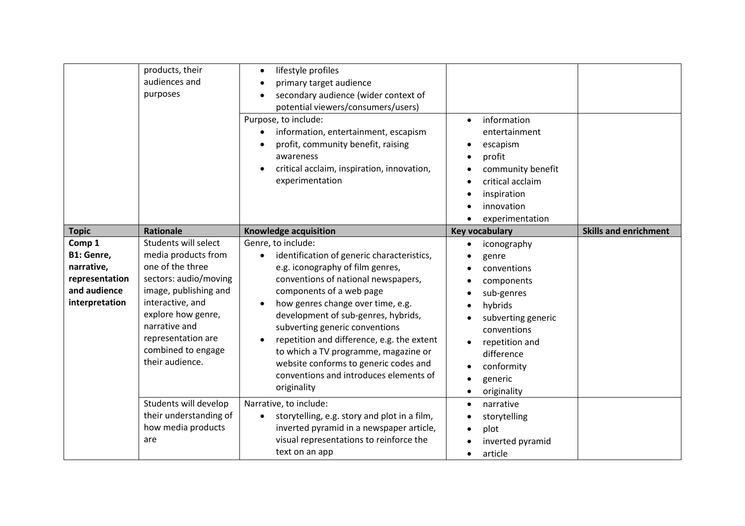| | | | | |
|---|---|---|---|---|
| | products, their audiences and purposes | • lifestyle profiles<br>• primary target audience<br>• secondary audience (wider context of potential viewers/consumers/users) | | |
| | | Purpose, to include:<br>• information, entertainment, escapism<br>• profit, community benefit, raising awareness<br>• critical acclaim, inspiration, innovation, experimentation | • information entertainment<br>• escapism<br>• profit<br>• community benefit<br>• critical acclaim<br>• inspiration<br>• innovation<br>• experimentation | |
| **Topic** | **Rationale** | **Knowledge acquisition** | **Key vocabulary** | **Skills and enrichment** |
| **Comp 1 B1: Genre, narrative, representation and audience interpretation** | Students will select media products from one of the three sectors: audio/moving image, publishing and interactive, and explore how genre, narrative and representation are combined to engage their audience. | Genre, to include:<br>• identification of generic characteristics, e.g. iconography of film genres, conventions of national newspapers, components of a web page<br>• how genres change over time, e.g. development of sub-genres, hybrids, subverting generic conventions<br>• repetition and difference, e.g. the extent to which a TV programme, magazine or website conforms to generic codes and conventions and introduces elements of originality | • iconography<br>• genre<br>• conventions<br>• components<br>• sub-genres<br>• hybrids<br>• subverting generic conventions<br>• repetition and difference<br>• conformity<br>• generic<br>• originality | |
| | Students will develop their understanding of how media products are | Narrative, to include:<br>• storytelling, e.g. story and plot in a film, inverted pyramid in a newspaper article, visual representations to reinforce the text on an app | • narrative<br>• storytelling<br>• plot<br>• inverted pyramid<br>• article | |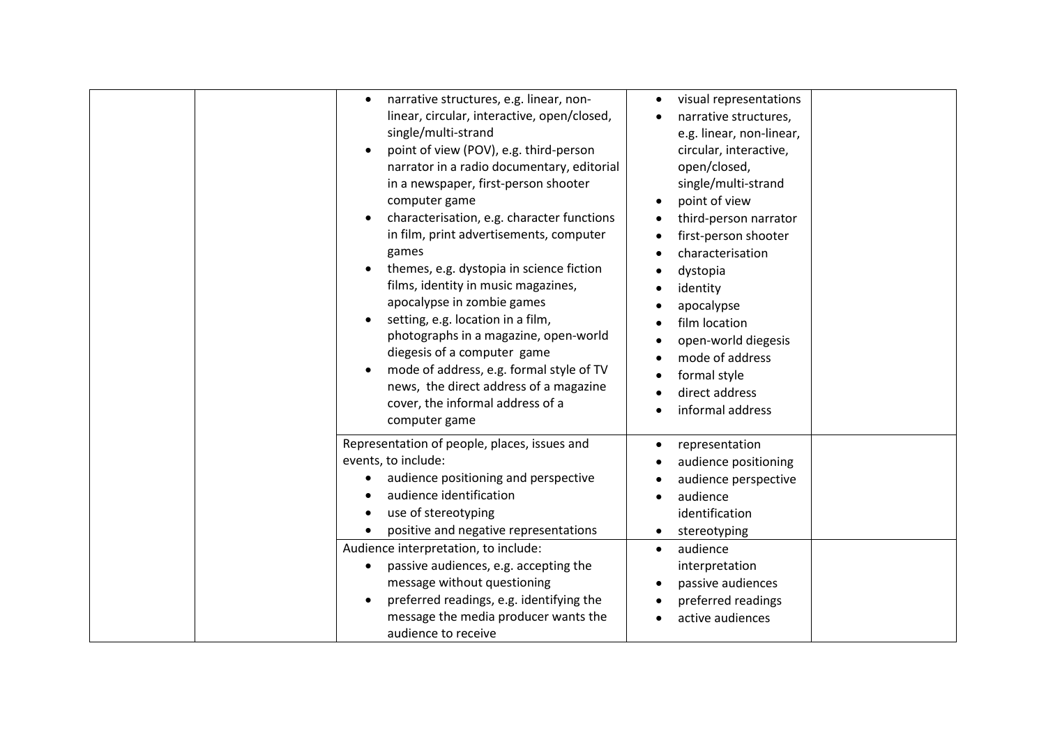|  |  |  |  |  |
|---|---|---|---|---|
|  |  | • narrative structures, e.g. linear, non-linear, circular, interactive, open/closed, single/multi-strand<br>• point of view (POV), e.g. third-person narrator in a radio documentary, editorial in a newspaper, first-person shooter computer game<br>• characterisation, e.g. character functions in film, print advertisements, computer games<br>• themes, e.g. dystopia in science fiction films, identity in music magazines, apocalypse in zombie games<br>• setting, e.g. location in a film, photographs in a magazine, open-world diegesis of a computer game<br>• mode of address, e.g. formal style of TV news, the direct address of a magazine cover, the informal address of a computer game | • visual representations<br>• narrative structures, e.g. linear, non-linear, circular, interactive, open/closed, single/multi-strand<br>• point of view<br>• third-person narrator<br>• first-person shooter<br>• characterisation<br>• dystopia<br>• identity<br>• apocalypse<br>• film location<br>• open-world diegesis<br>• mode of address<br>• formal style<br>• direct address<br>• informal address |  |
|  |  | Representation of people, places, issues and events, to include:<br>• audience positioning and perspective<br>• audience identification<br>• use of stereotyping<br>• positive and negative representations | • representation<br>• audience positioning<br>• audience perspective<br>• audience identification<br>• stereotyping |  |
|  |  | Audience interpretation, to include:<br>• passive audiences, e.g. accepting the message without questioning<br>• preferred readings, e.g. identifying the message the media producer wants the audience to receive | • audience interpretation<br>• passive audiences<br>• preferred readings<br>• active audiences |  |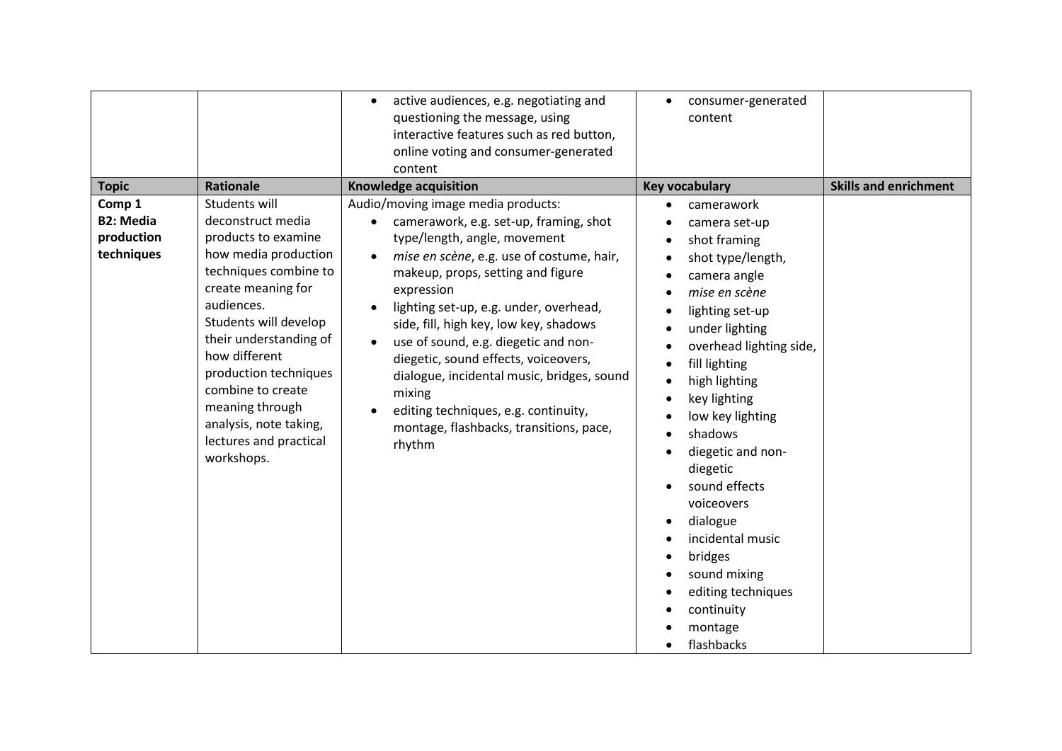| | | • active audiences, e.g. negotiating and questioning the message, using interactive features such as red button, online voting and consumer-generated content | • consumer-generated content | |
|---|---|---|---|---|
| **Topic** | **Rationale** | **Knowledge acquisition** | **Key vocabulary** | **Skills and enrichment** |
| **Comp 1 B2: Media production techniques** | Students will deconstruct media products to examine how media production techniques combine to create meaning for audiences.<br>Students will develop their understanding of how different production techniques combine to create meaning through analysis, note taking, lectures and practical workshops. | Audio/moving image media products:<br>• camerawork, e.g. set-up, framing, shot type/length, angle, movement<br>• *mise en scène*, e.g. use of costume, hair, makeup, props, setting and figure expression<br>• lighting set-up, e.g. under, overhead, side, fill, high key, low key, shadows<br>• use of sound, e.g. diegetic and non-diegetic, sound effects, voiceovers, dialogue, incidental music, bridges, sound mixing<br>• editing techniques, e.g. continuity, montage, flashbacks, transitions, pace, rhythm | • camerawork<br>• camera set-up<br>• shot framing<br>• shot type/length,<br>• camera angle<br>• *mise en scène*<br>• lighting set-up<br>• under lighting<br>• overhead lighting side,<br>• fill lighting<br>• high lighting<br>• key lighting<br>• low key lighting<br>• shadows<br>• diegetic and non-diegetic<br>• sound effects voiceovers<br>• dialogue<br>• incidental music<br>• bridges<br>• sound mixing<br>• editing techniques<br>• continuity<br>• montage<br>• flashbacks | |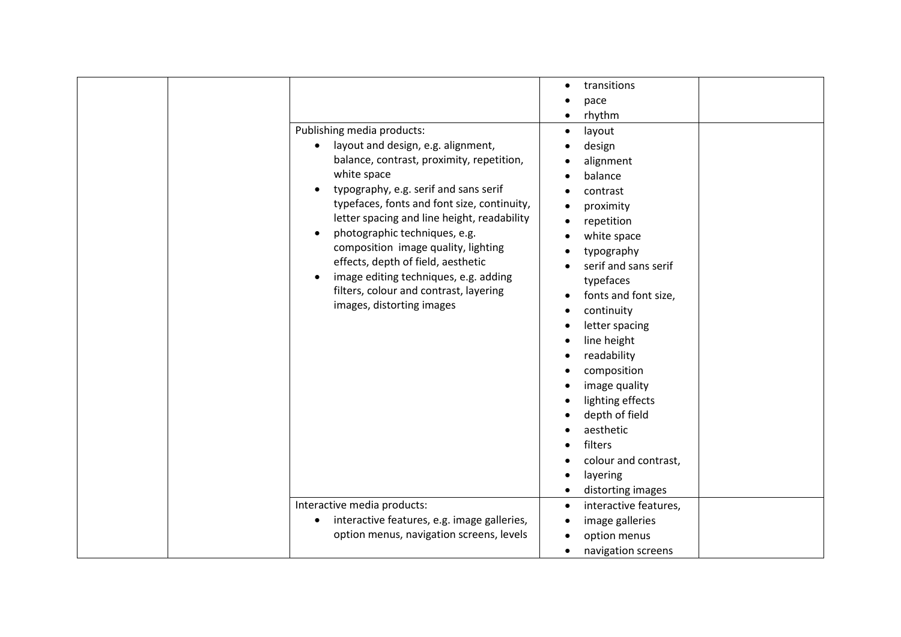| | | | | |
|---|---|---|---|---|
| | | | • transitions<br>• pace<br>• rhythm | |
| | | Publishing media products:<br>• layout and design, e.g. alignment, balance, contrast, proximity, repetition, white space<br>• typography, e.g. serif and sans serif typefaces, fonts and font size, continuity, letter spacing and line height, readability<br>• photographic techniques, e.g. composition image quality, lighting effects, depth of field, aesthetic<br>• image editing techniques, e.g. adding filters, colour and contrast, layering images, distorting images | • layout<br>• design<br>• alignment<br>• balance<br>• contrast<br>• proximity<br>• repetition<br>• white space<br>• typography<br>• serif and sans serif typefaces<br>• fonts and font size,<br>• continuity<br>• letter spacing<br>• line height<br>• readability<br>• composition<br>• image quality<br>• lighting effects<br>• depth of field<br>• aesthetic<br>• filters<br>• colour and contrast,<br>• layering<br>• distorting images | |
| | | Interactive media products:<br>• interactive features, e.g. image galleries, option menus, navigation screens, levels | • interactive features,<br>• image galleries<br>• option menus<br>• navigation screens | |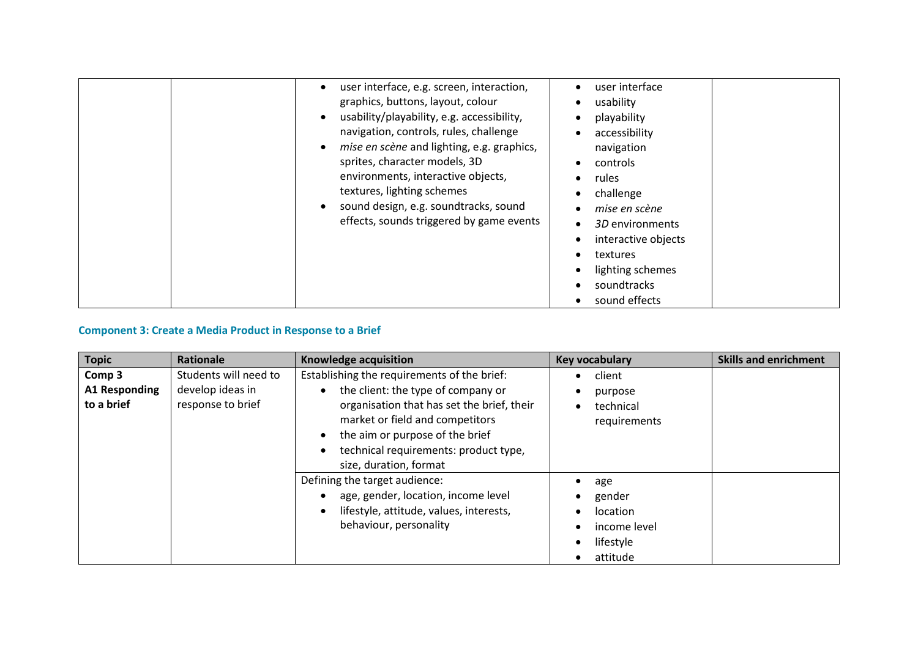| | | | | |
|---|---|---|---|---|
| | | • user interface, e.g. screen, interaction, graphics, buttons, layout, colour<br>• usability/playability, e.g. accessibility, navigation, controls, rules, challenge<br>• *mise en scène* and lighting, e.g. graphics, sprites, character models, 3D environments, interactive objects, textures, lighting schemes<br>• sound design, e.g. soundtracks, sound effects, sounds triggered by game events | • user interface<br>• usability<br>• playability<br>• accessibility navigation<br>• controls<br>• rules<br>• challenge<br>• *mise en scène*<br>• *3D* environments<br>• interactive objects<br>• textures<br>• lighting schemes<br>• soundtracks<br>• sound effects | |

### Component 3: Create a Media Product in Response to a Brief

| Topic | Rationale | Knowledge acquisition | Key vocabulary | Skills and enrichment |
|---|---|---|---|---|
| **Comp 3**<br>**A1 Responding to a brief** | Students will need to develop ideas in response to brief | Establishing the requirements of the brief:<br>• the client: the type of company or organisation that has set the brief, their market or field and competitors<br>• the aim or purpose of the brief<br>• technical requirements: product type, size, duration, format | • client<br>• purpose<br>• technical requirements | |
| | | Defining the target audience:<br>• age, gender, location, income level<br>• lifestyle, attitude, values, interests, behaviour, personality | • age<br>• gender<br>• location<br>• income level<br>• lifestyle<br>• attitude | |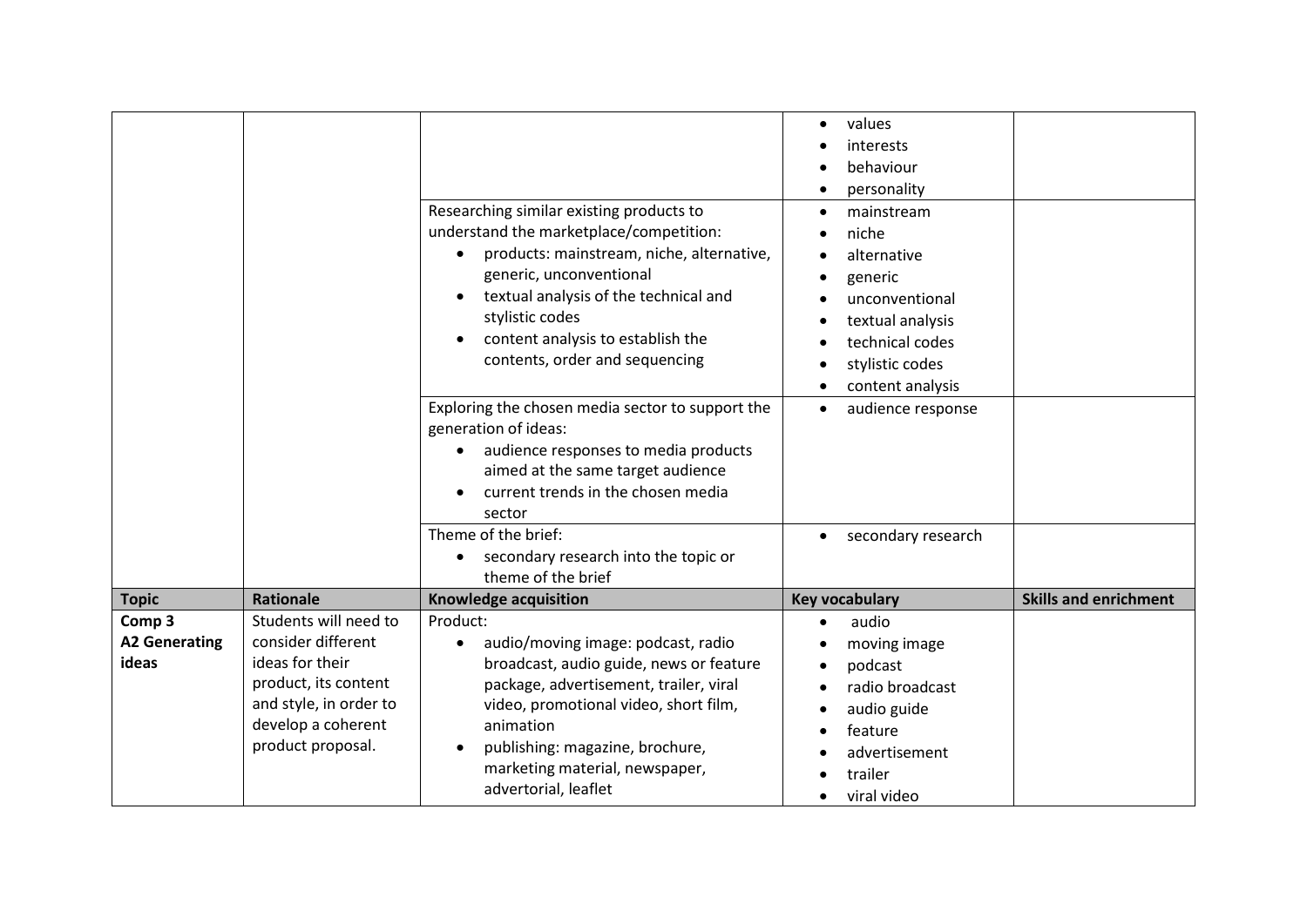| | | | | |
|---|---|---|---|---|
| | | | • values<br>• interests<br>• behaviour<br>• personality | |
| | | Researching similar existing products to understand the marketplace/competition:<br>• products: mainstream, niche, alternative, generic, unconventional<br>• textual analysis of the technical and stylistic codes<br>• content analysis to establish the contents, order and sequencing | • mainstream<br>• niche<br>• alternative<br>• generic<br>• unconventional<br>• textual analysis<br>• technical codes<br>• stylistic codes<br>• content analysis | |
| | | Exploring the chosen media sector to support the generation of ideas:<br>• audience responses to media products aimed at the same target audience<br>• current trends in the chosen media sector | • audience response | |
| | | Theme of the brief:<br>• secondary research into the topic or theme of the brief | • secondary research | |
| **Topic** | **Rationale** | **Knowledge acquisition** | **Key vocabulary** | **Skills and enrichment** |
| **Comp 3 A2 Generating ideas** | Students will need to consider different ideas for their product, its content and style, in order to develop a coherent product proposal. | Product:<br>• audio/moving image: podcast, radio broadcast, audio guide, news or feature package, advertisement, trailer, viral video, promotional video, short film, animation<br>• publishing: magazine, brochure, marketing material, newspaper, advertorial, leaflet | • audio<br>• moving image<br>• podcast<br>• radio broadcast<br>• audio guide<br>• feature<br>• advertisement<br>• trailer<br>• viral video | |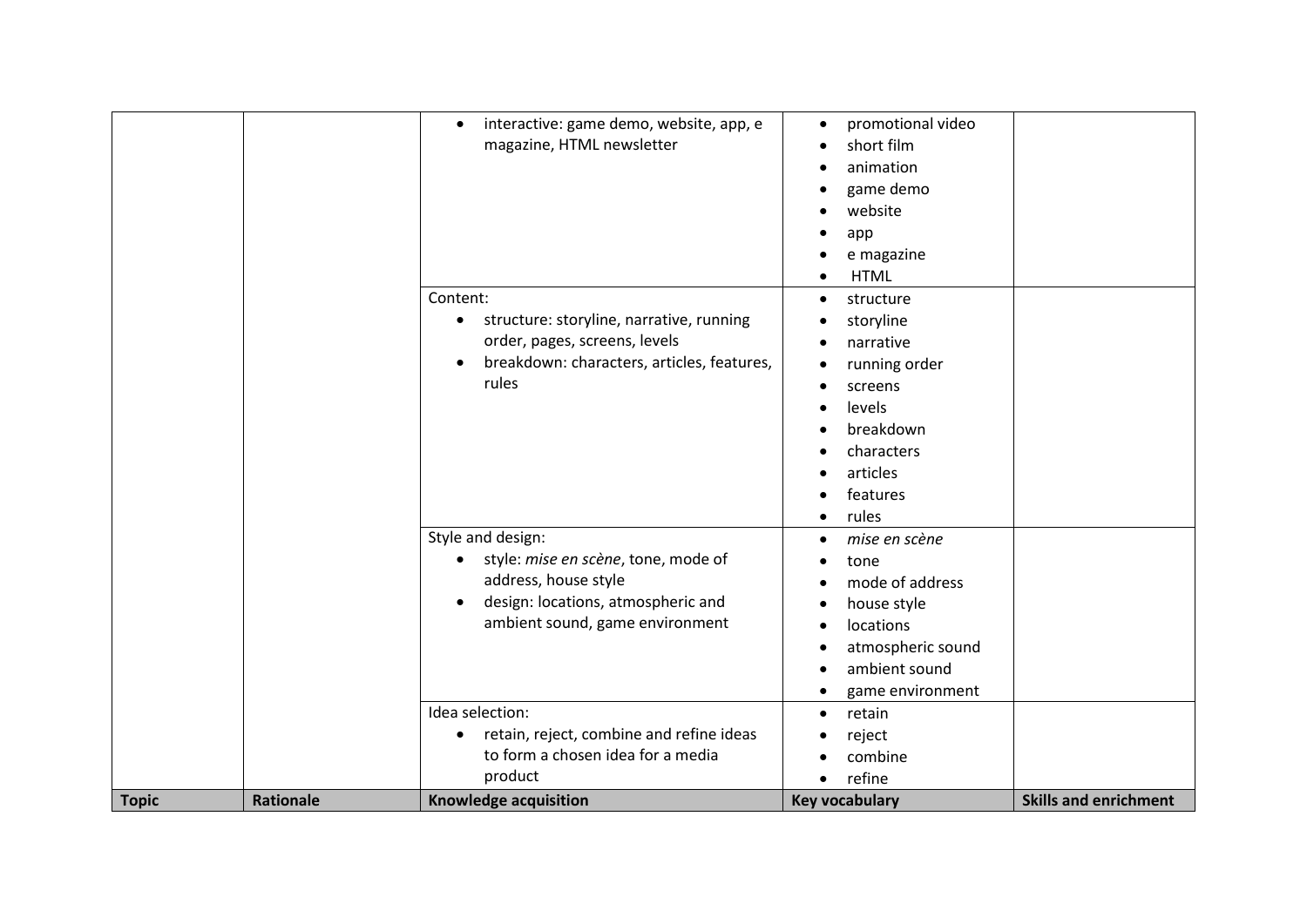| Topic | Rationale | Knowledge acquisition | Key vocabulary | Skills and enrichment |
|---|---|---|---|---|
| | | • interactive: game demo, website, app, e magazine, HTML newsletter | • promotional video<br>• short film<br>• animation<br>• game demo<br>• website<br>• app<br>• e magazine<br>• HTML | |
| | | Content:<br>• structure: storyline, narrative, running order, pages, screens, levels<br>• breakdown: characters, articles, features, rules | • structure<br>• storyline<br>• narrative<br>• running order<br>• screens<br>• levels<br>• breakdown<br>• characters<br>• articles<br>• features<br>• rules | |
| | | Style and design:<br>• style: *mise en scène*, tone, mode of address, house style<br>• design: locations, atmospheric and ambient sound, game environment | • *mise en scène*<br>• tone<br>• mode of address<br>• house style<br>• locations<br>• atmospheric sound<br>• ambient sound<br>• game environment | |
| | | Idea selection:<br>• retain, reject, combine and refine ideas to form a chosen idea for a media product | • retain<br>• reject<br>• combine<br>• refine | |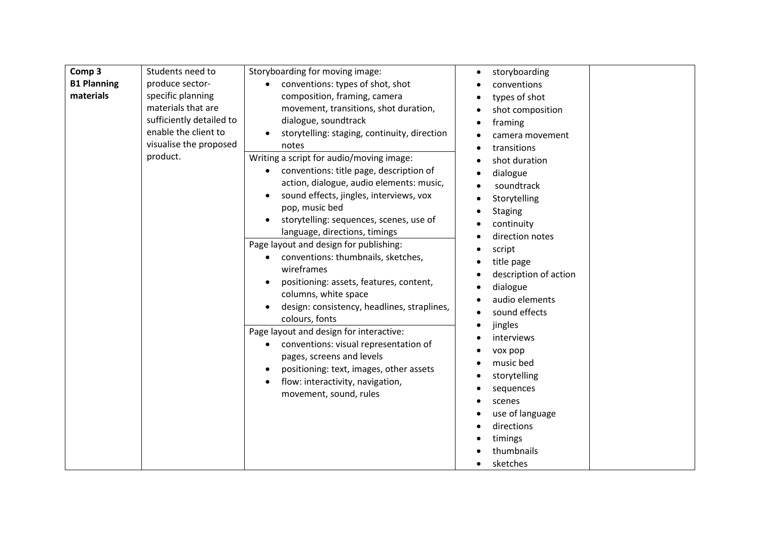| Comp 3 **B1 Planning materials** | Students need to produce sector-specific planning materials that are sufficiently detailed to enable the client to visualise the proposed product. | Storyboarding for moving image:<br>• conventions: types of shot, shot composition, framing, camera movement, transitions, shot duration, dialogue, soundtrack<br>• storytelling: staging, continuity, direction notes<br>Writing a script for audio/moving image:<br>• conventions: title page, description of action, dialogue, audio elements: music,<br>• sound effects, jingles, interviews, vox pop, music bed<br>• storytelling: sequences, scenes, use of language, directions, timings<br>Page layout and design for publishing:<br>• conventions: thumbnails, sketches, wireframes<br>• positioning: assets, features, content, columns, white space<br>• design: consistency, headlines, straplines, colours, fonts<br>Page layout and design for interactive:<br>• conventions: visual representation of pages, screens and levels<br>• positioning: text, images, other assets<br>• flow: interactivity, navigation, movement, sound, rules | • storyboarding<br>• conventions<br>• types of shot<br>• shot composition<br>• framing<br>• camera movement<br>• transitions<br>• shot duration<br>• dialogue<br>• soundtrack<br>• Storytelling<br>• Staging<br>• continuity<br>• direction notes<br>• script<br>• title page<br>• description of action<br>• dialogue<br>• audio elements<br>• sound effects<br>• jingles<br>• interviews<br>• vox pop<br>• music bed<br>• storytelling<br>• sequences<br>• scenes<br>• use of language<br>• directions<br>• timings<br>• thumbnails<br>• sketches | |
|---|---|---|---|---|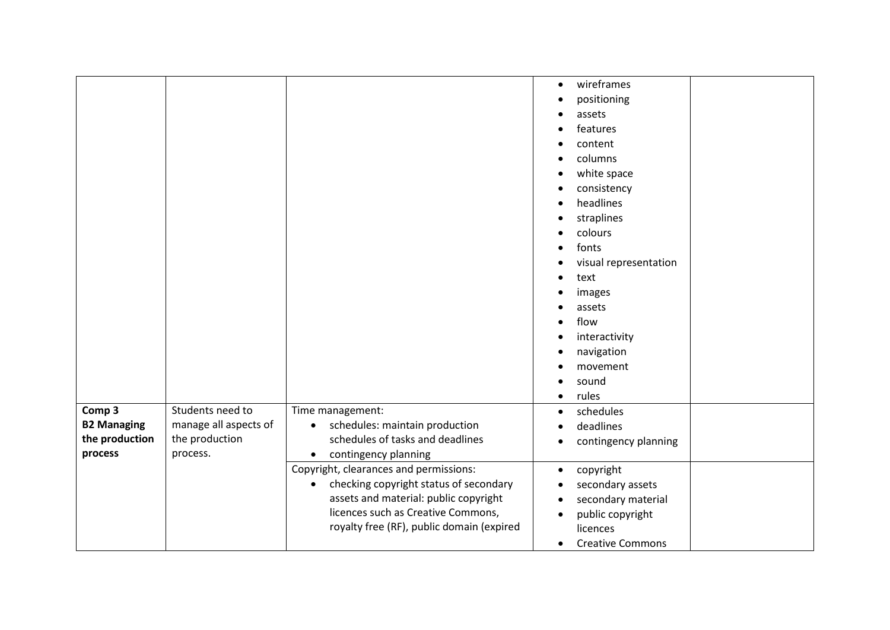| | | | | |
|---|---|---|---|---|
| | | | • wireframes<br>• positioning<br>• assets<br>• features<br>• content<br>• columns<br>• white space<br>• consistency<br>• headlines<br>• straplines<br>• colours<br>• fonts<br>• visual representation<br>• text<br>• images<br>• assets<br>• flow<br>• interactivity<br>• navigation<br>• movement<br>• sound<br>• rules | |
| **Comp 3**<br>**B2 Managing the production process** | Students need to manage all aspects of the production process. | Time management:<br>• schedules: maintain production schedules of tasks and deadlines<br>• contingency planning | • schedules<br>• deadlines<br>• contingency planning | |
| | | Copyright, clearances and permissions:<br>• checking copyright status of secondary assets and material: public copyright licences such as Creative Commons, royalty free (RF), public domain (expired | • copyright<br>• secondary assets<br>• secondary material<br>• public copyright licences<br>• Creative Commons | |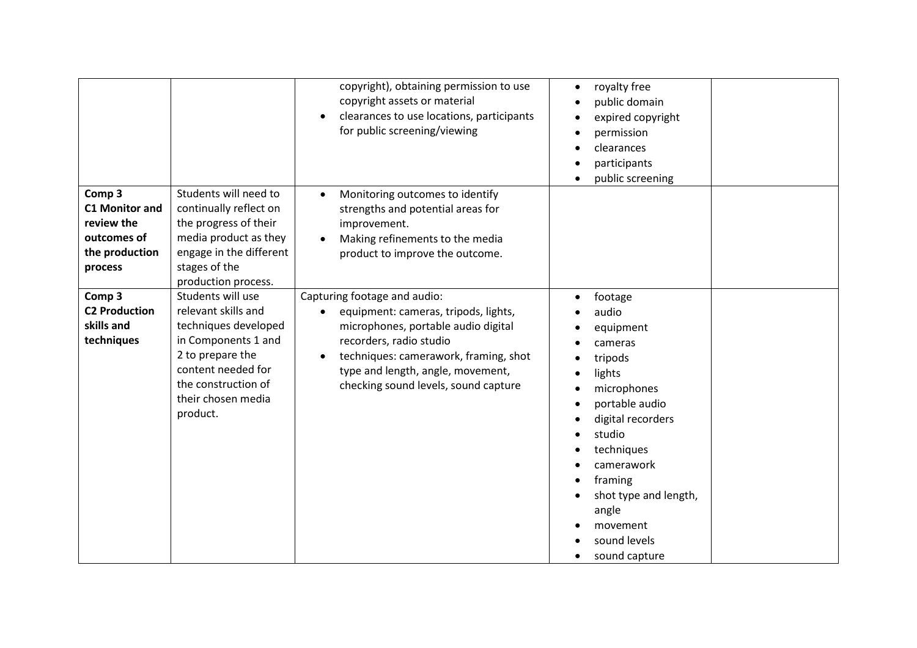| | | | | |
|---|---|---|---|---|
| | | • copyright), obtaining permission to use copyright assets or material<br>• clearances to use locations, participants for public screening/viewing | • royalty free<br>• public domain<br>• expired copyright<br>• permission<br>• clearances<br>• participants<br>• public screening | |
| **Comp 3**<br>**C1 Monitor and review the outcomes of the production process** | Students will need to continually reflect on the progress of their media product as they engage in the different stages of the production process. | • Monitoring outcomes to identify strengths and potential areas for improvement.<br>• Making refinements to the media product to improve the outcome. | | |
| **Comp 3**<br>**C2 Production skills and techniques** | Students will use relevant skills and techniques developed in Components 1 and 2 to prepare the content needed for the construction of their chosen media product. | Capturing footage and audio:<br>• equipment: cameras, tripods, lights, microphones, portable audio digital recorders, radio studio<br>• techniques: camerawork, framing, shot type and length, angle, movement, checking sound levels, sound capture | • footage<br>• audio<br>• equipment<br>• cameras<br>• tripods<br>• lights<br>• microphones<br>• portable audio<br>• digital recorders<br>• studio<br>• techniques<br>• camerawork<br>• framing<br>• shot type and length, angle<br>• movement<br>• sound levels<br>• sound capture | |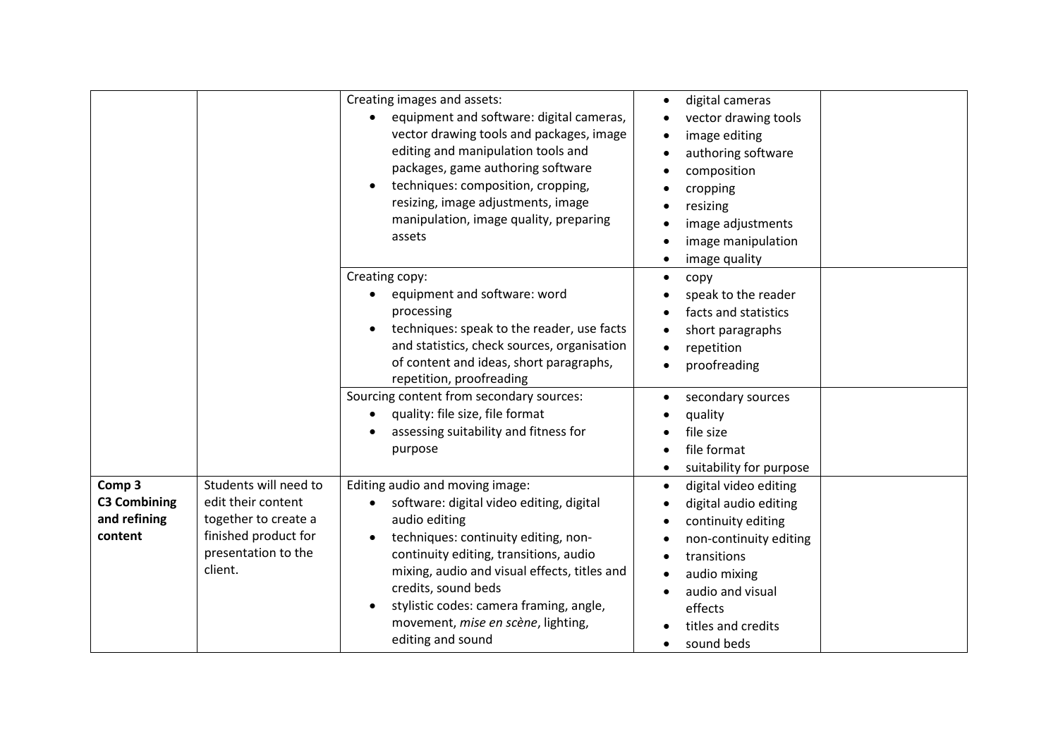| | | | | |
|---|---|---|---|---|
| | | Creating images and assets:<br>• equipment and software: digital cameras, vector drawing tools and packages, image editing and manipulation tools and packages, game authoring software<br>• techniques: composition, cropping, resizing, image adjustments, image manipulation, image quality, preparing assets | • digital cameras<br>• vector drawing tools<br>• image editing<br>• authoring software<br>• composition<br>• cropping<br>• resizing<br>• image adjustments<br>• image manipulation<br>• image quality | |
| | | Creating copy:<br>• equipment and software: word processing<br>• techniques: speak to the reader, use facts and statistics, check sources, organisation of content and ideas, short paragraphs, repetition, proofreading | • copy<br>• speak to the reader<br>• facts and statistics<br>• short paragraphs<br>• repetition<br>• proofreading | |
| | | Sourcing content from secondary sources:<br>• quality: file size, file format<br>• assessing suitability and fitness for purpose | • secondary sources<br>• quality<br>• file size<br>• file format<br>• suitability for purpose | |
| **Comp 3**<br>**C3 Combining and refining content** | Students will need to edit their content together to create a finished product for presentation to the client. | Editing audio and moving image:<br>• software: digital video editing, digital audio editing<br>• techniques: continuity editing, non-continuity editing, transitions, audio mixing, audio and visual effects, titles and credits, sound beds<br>• stylistic codes: camera framing, angle, movement, *mise en scène*, lighting, editing and sound | • digital video editing<br>• digital audio editing<br>• continuity editing<br>• non-continuity editing<br>• transitions<br>• audio mixing<br>• audio and visual effects<br>• titles and credits<br>• sound beds | |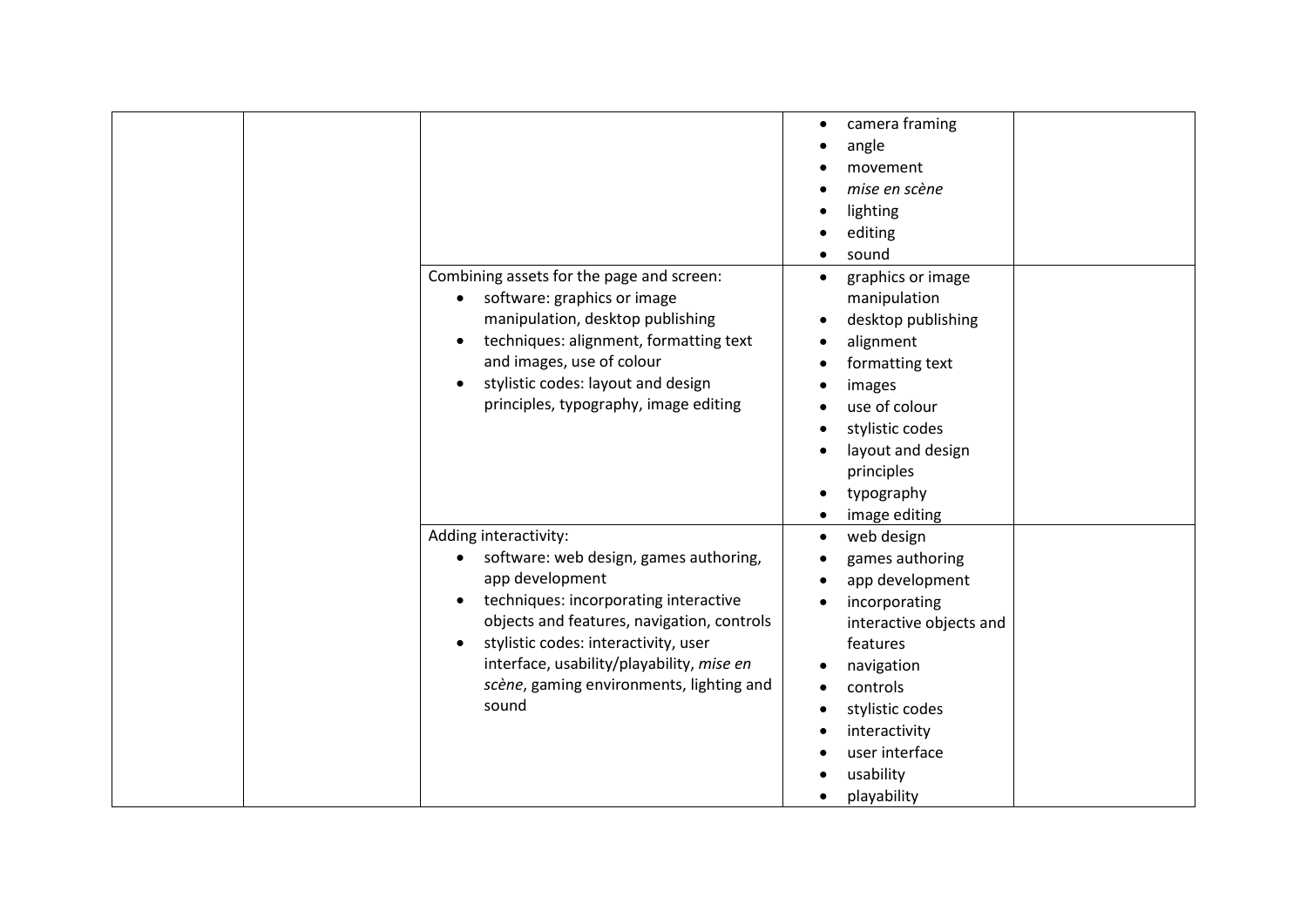|  |  |  |  |  |
|---|---|---|---|---|
|  |  |  | • camera framing<br>• angle<br>• movement<br>• *mise en scène*<br>• lighting<br>• editing<br>• sound |  |
|  |  | Combining assets for the page and screen:<br>• software: graphics or image manipulation, desktop publishing<br>• techniques: alignment, formatting text and images, use of colour<br>• stylistic codes: layout and design principles, typography, image editing | • graphics or image manipulation<br>• desktop publishing<br>• alignment<br>• formatting text<br>• images<br>• use of colour<br>• stylistic codes<br>• layout and design principles<br>• typography<br>• image editing |  |
|  |  | Adding interactivity:<br>• software: web design, games authoring, app development<br>• techniques: incorporating interactive objects and features, navigation, controls<br>• stylistic codes: interactivity, user interface, usability/playability, *mise en scène*, gaming environments, lighting and sound | • web design<br>• games authoring<br>• app development<br>• incorporating interactive objects and features<br>• navigation<br>• controls<br>• stylistic codes<br>• interactivity<br>• user interface<br>• usability<br>• playability |  |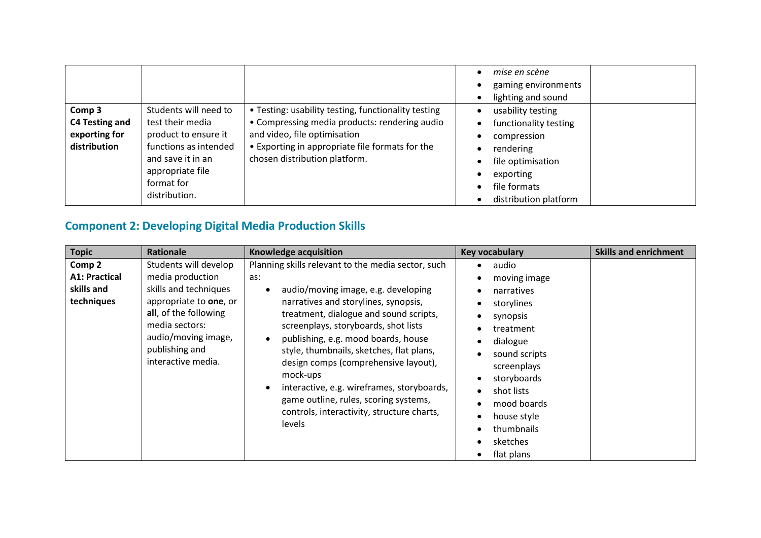| | | | | |
|---|---|---|---|---|
| | | | • *mise en scène*<br>• gaming environments<br>• lighting and sound | |
| **Comp 3**<br>**C4 Testing and exporting for distribution** | Students will need to test their media product to ensure it functions as intended and save it in an appropriate file format for distribution. | • Testing: usability testing, functionality testing<br>• Compressing media products: rendering audio and video, file optimisation<br>• Exporting in appropriate file formats for the chosen distribution platform. | • usability testing<br>• functionality testing<br>• compression<br>• rendering<br>• file optimisation<br>• exporting<br>• file formats<br>• distribution platform | |

## Component 2: Developing Digital Media Production Skills

| Topic | Rationale | Knowledge acquisition | Key vocabulary | Skills and enrichment |
|---|---|---|---|---|
| **Comp 2**<br>**A1: Practical skills and techniques** | Students will develop media production skills and techniques appropriate to **one**, or **all**, of the following media sectors: audio/moving image, publishing and interactive media. | Planning skills relevant to the media sector, such as:<br>• audio/moving image, e.g. developing narratives and storylines, synopsis, treatment, dialogue and sound scripts, screenplays, storyboards, shot lists<br>• publishing, e.g. mood boards, house style, thumbnails, sketches, flat plans, design comps (comprehensive layout), mock-ups<br>• interactive, e.g. wireframes, storyboards, game outline, rules, scoring systems, controls, interactivity, structure charts, levels | • audio<br>• moving image<br>• narratives<br>• storylines<br>• synopsis<br>• treatment<br>• dialogue<br>• sound scripts screenplays<br>• storyboards<br>• shot lists<br>• mood boards<br>• house style<br>• thumbnails<br>• sketches<br>• flat plans | |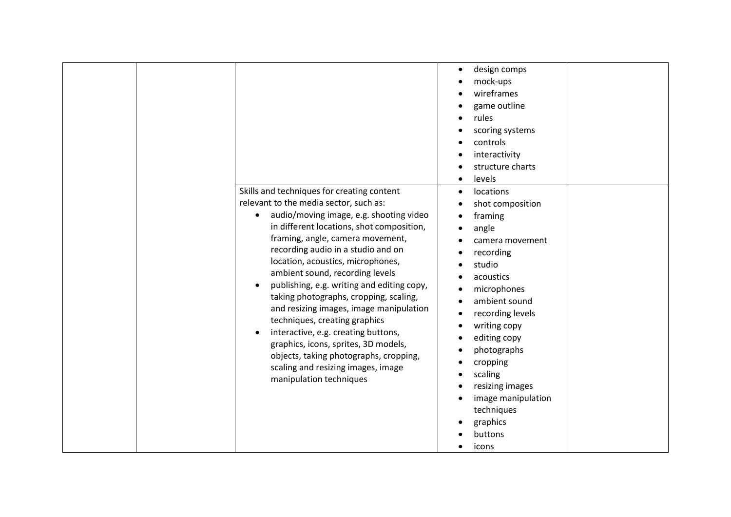| | | | | |
|---|---|---|---|---|
| | | | • design comps<br>• mock-ups<br>• wireframes<br>• game outline<br>• rules<br>• scoring systems<br>• controls<br>• interactivity<br>• structure charts<br>• levels | |
| | | Skills and techniques for creating content relevant to the media sector, such as:<br>• audio/moving image, e.g. shooting video in different locations, shot composition, framing, angle, camera movement, recording audio in a studio and on location, acoustics, microphones, ambient sound, recording levels<br>• publishing, e.g. writing and editing copy, taking photographs, cropping, scaling, and resizing images, image manipulation techniques, creating graphics<br>• interactive, e.g. creating buttons, graphics, icons, sprites, 3D models, objects, taking photographs, cropping, scaling and resizing images, image manipulation techniques | • locations<br>• shot composition<br>• framing<br>• angle<br>• camera movement<br>• recording<br>• studio<br>• acoustics<br>• microphones<br>• ambient sound<br>• recording levels<br>• writing copy<br>• editing copy<br>• photographs<br>• cropping<br>• scaling<br>• resizing images<br>• image manipulation techniques<br>• graphics<br>• buttons<br>• icons | |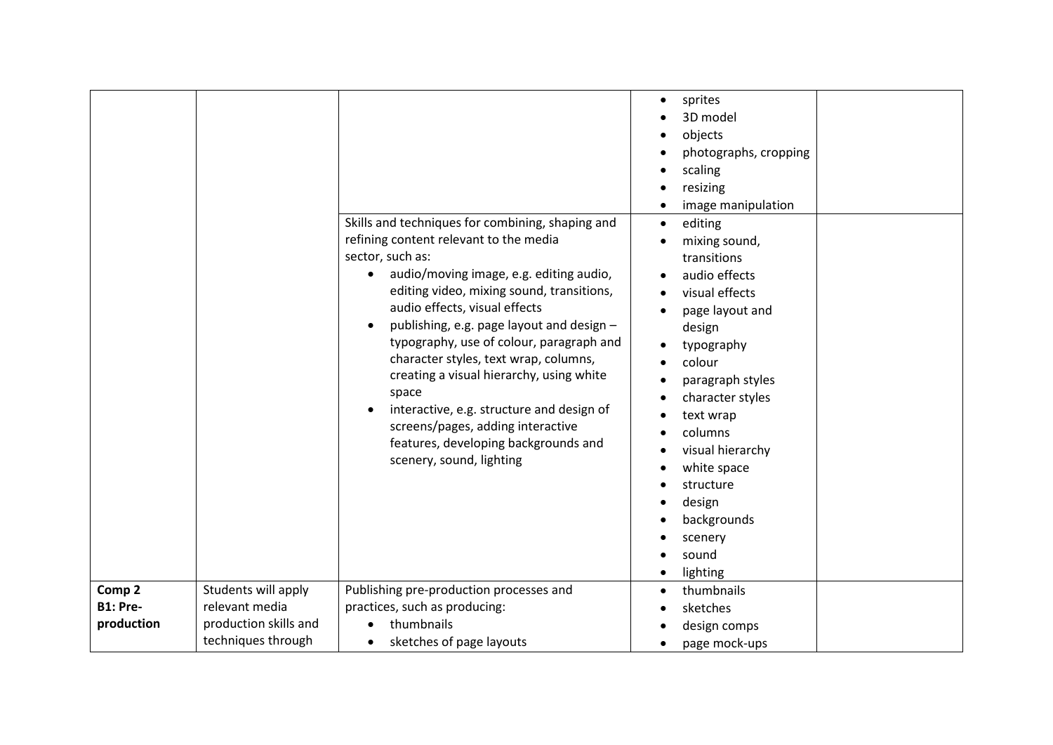| | | | | |
|---|---|---|---|---|
| | | | • sprites<br>• 3D model<br>• objects<br>• photographs, cropping<br>• scaling<br>• resizing<br>• image manipulation | |
| | | Skills and techniques for combining, shaping and refining content relevant to the media sector, such as:<br>• audio/moving image, e.g. editing audio, editing video, mixing sound, transitions, audio effects, visual effects<br>• publishing, e.g. page layout and design – typography, use of colour, paragraph and character styles, text wrap, columns, creating a visual hierarchy, using white space<br>• interactive, e.g. structure and design of screens/pages, adding interactive features, developing backgrounds and scenery, sound, lighting | • editing<br>• mixing sound, transitions<br>• audio effects<br>• visual effects<br>• page layout and design<br>• typography<br>• colour<br>• paragraph styles<br>• character styles<br>• text wrap<br>• columns<br>• visual hierarchy<br>• white space<br>• structure<br>• design<br>• backgrounds<br>• scenery<br>• sound<br>• lighting | |
| **Comp 2**<br>**B1: Pre-production** | Students will apply relevant media production skills and techniques through | Publishing pre-production processes and practices, such as producing:<br>• thumbnails<br>• sketches of page layouts | • thumbnails<br>• sketches<br>• design comps<br>• page mock-ups | |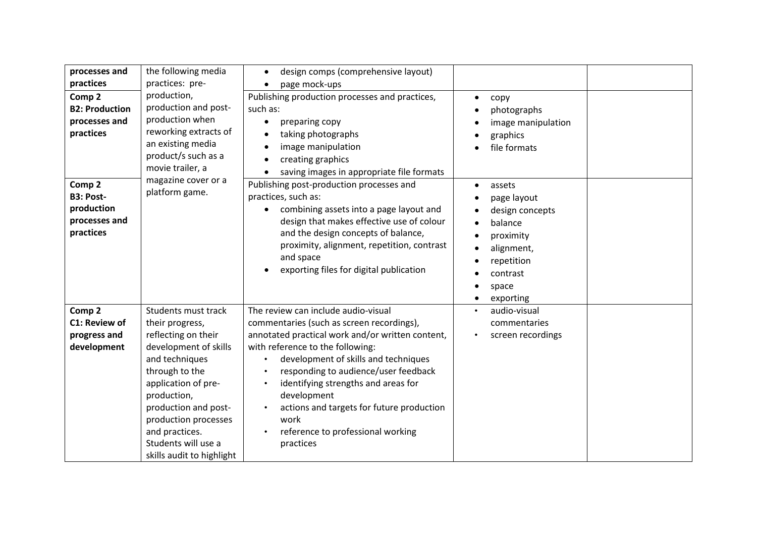| | | | | |
|---|---|---|---|---|
| **processes and practices** | the following media practices: pre-production, production and post-production when reworking extracts of an existing media product/s such as a movie trailer, a magazine cover or a platform game. | • design comps (comprehensive layout)<br>• page mock-ups | | |
| **Comp 2**<br>**B2: Production processes and practices** | | Publishing production processes and practices, such as:<br>• preparing copy<br>• taking photographs<br>• image manipulation<br>• creating graphics<br>• saving images in appropriate file formats | • copy<br>• photographs<br>• image manipulation<br>• graphics<br>• file formats | |
| **Comp 2**<br>**B3: Post-production processes and practices** | | Publishing post-production processes and practices, such as:<br>• combining assets into a page layout and design that makes effective use of colour and the design concepts of balance, proximity, alignment, repetition, contrast and space<br>• exporting files for digital publication | • assets<br>• page layout<br>• design concepts<br>• balance<br>• proximity<br>• alignment,<br>• repetition<br>• contrast<br>• space<br>• exporting | |
| **Comp 2**<br>**C1: Review of progress and development** | Students must track their progress, reflecting on their development of skills and techniques through to the application of pre-production, production and post-production processes and practices. Students will use a skills audit to highlight | The review can include audio-visual commentaries (such as screen recordings), annotated practical work and/or written content, with reference to the following:<br>• development of skills and techniques<br>• responding to audience/user feedback<br>• identifying strengths and areas for development<br>• actions and targets for future production work<br>• reference to professional working practices | • audio-visual commentaries<br>• screen recordings | |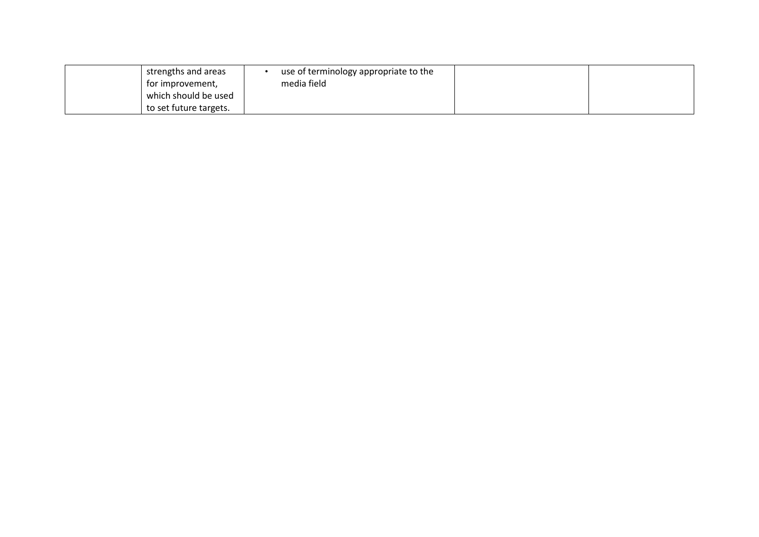| | | | | |
|---|---|---|---|---|
| | strengths and areas for improvement, which should be used to set future targets. | • use of terminology appropriate to the media field | | |